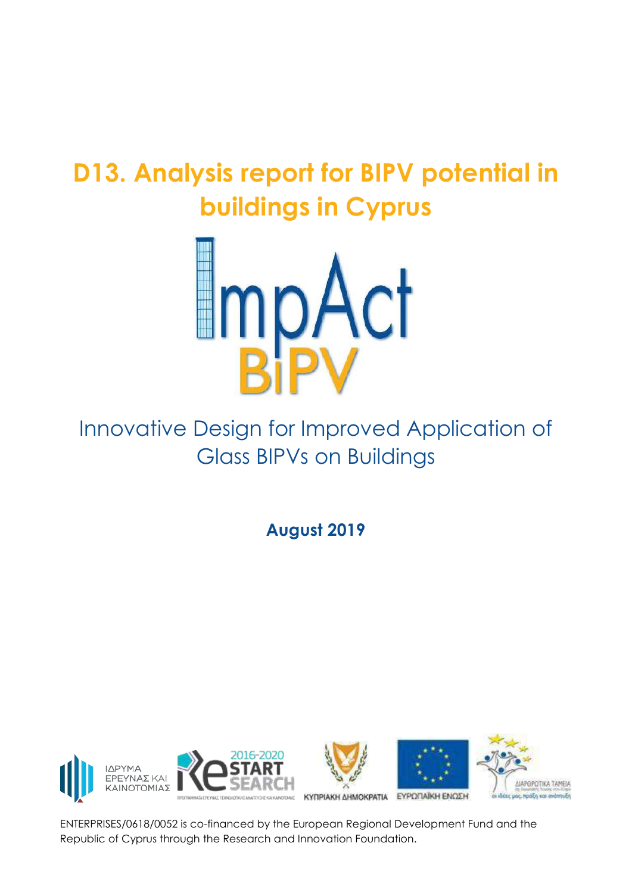# D13. Analysis report for BIPV potential in buildings in Cyprus

ImpAct BiPV

Innovative Design for Improved Application of Glass BIPVs on Buildings

**August 2019**

ENTERPRISES/0618/0052 is co-financed by the European Regional Development Fund and the Republic of Cyprus through the Research and Innovation Foundation.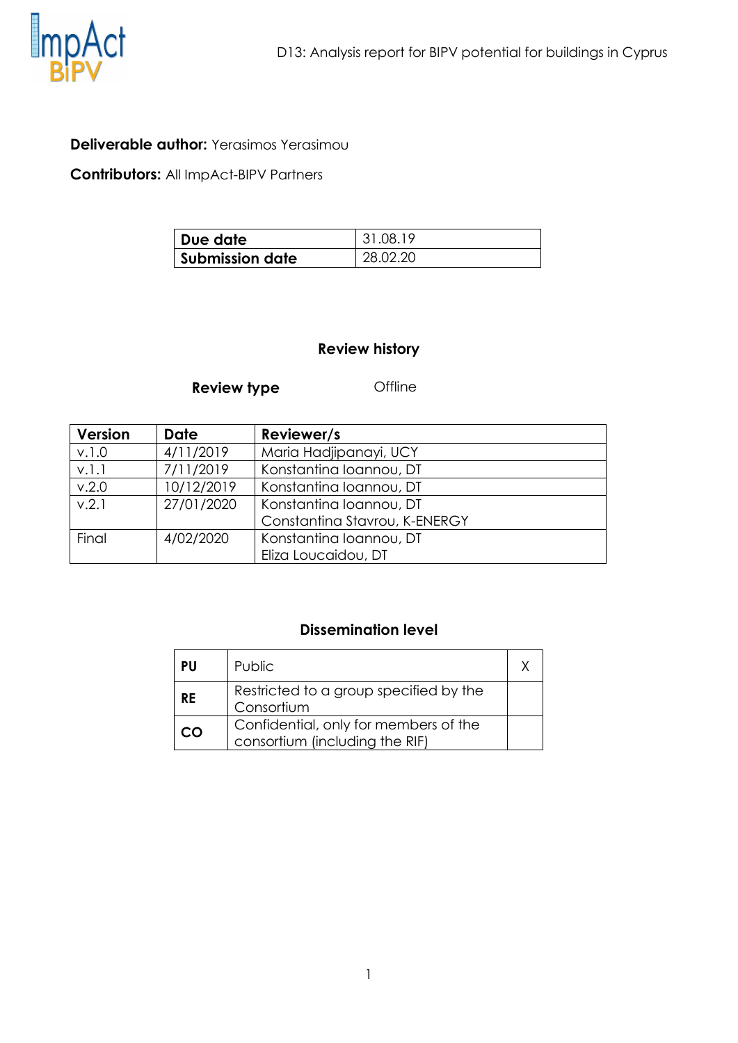**Deliverable author:** Yerasimos Yerasimou

**Contributors:** All ImpAct-BIPV Partners

| Due date | 31.08.19 |
| --- | --- |
| Submission date | 28.02.20 |

## Review history

**Review type** Offline

| Version | Date | Reviewer/s |
| --- | --- | --- |
| v.1.0 | 4/11/2019 | Maria Hadjipanayi, UCY |
| v.1.1 | 7/11/2019 | Konstantina Ioannou, DT |
| v.2.0 | 10/12/2019 | Konstantina Ioannou, DT |
| v.2.1 | 27/01/2020 | Konstantina Ioannou, DT<br>Constantina Stavrou, K-ENERGY |
| Final | 4/02/2020 | Konstantina Ioannou, DT<br>Eliza Loucaidou, DT |

## Dissemination level

| | | |
| --- | --- | --- |
| **PU** | Public | X |
| **RE** | Restricted to a group specified by the Consortium | |
| **CO** | Confidential, only for members of the consortium (including the RIF) | |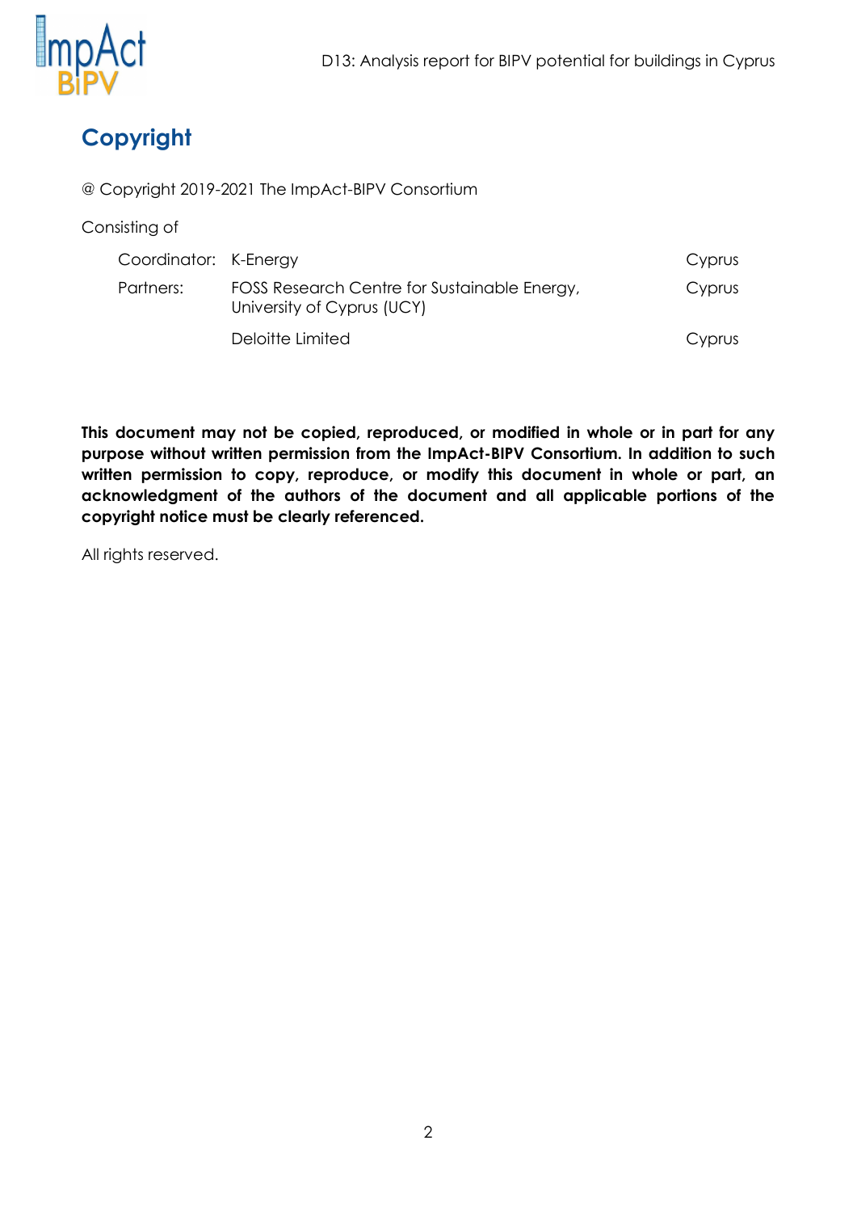# Copyright

@ Copyright 2019-2021 The ImpAct-BIPV Consortium

Consisting of

| | | |
|---|---|---|
| Coordinator: | K-Energy | Cyprus |
| Partners: | FOSS Research Centre for Sustainable Energy, University of Cyprus (UCY) | Cyprus |
| | Deloitte Limited | Cyprus |

**This document may not be copied, reproduced, or modified in whole or in part for any purpose without written permission from the ImpAct-BIPV Consortium. In addition to such written permission to copy, reproduce, or modify this document in whole or part, an acknowledgment of the authors of the document and all applicable portions of the copyright notice must be clearly referenced.**

All rights reserved.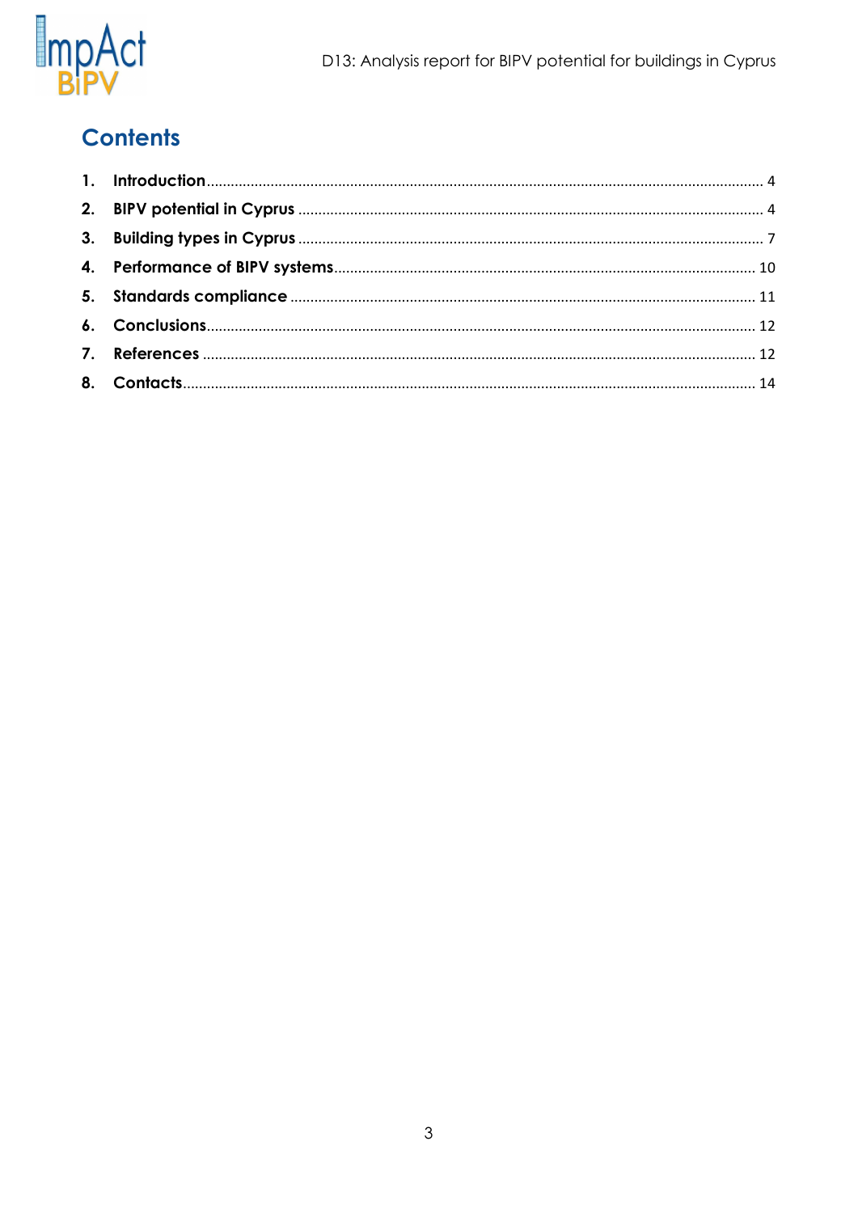# Contents

1. **Introduction** .......... 4
2. **BIPV potential in Cyprus** .......... 4
3. **Building types in Cyprus** .......... 7
4. **Performance of BIPV systems** .......... 10
5. **Standards compliance** .......... 11
6. **Conclusions** .......... 12
7. **References** .......... 12
8. **Contacts** .......... 14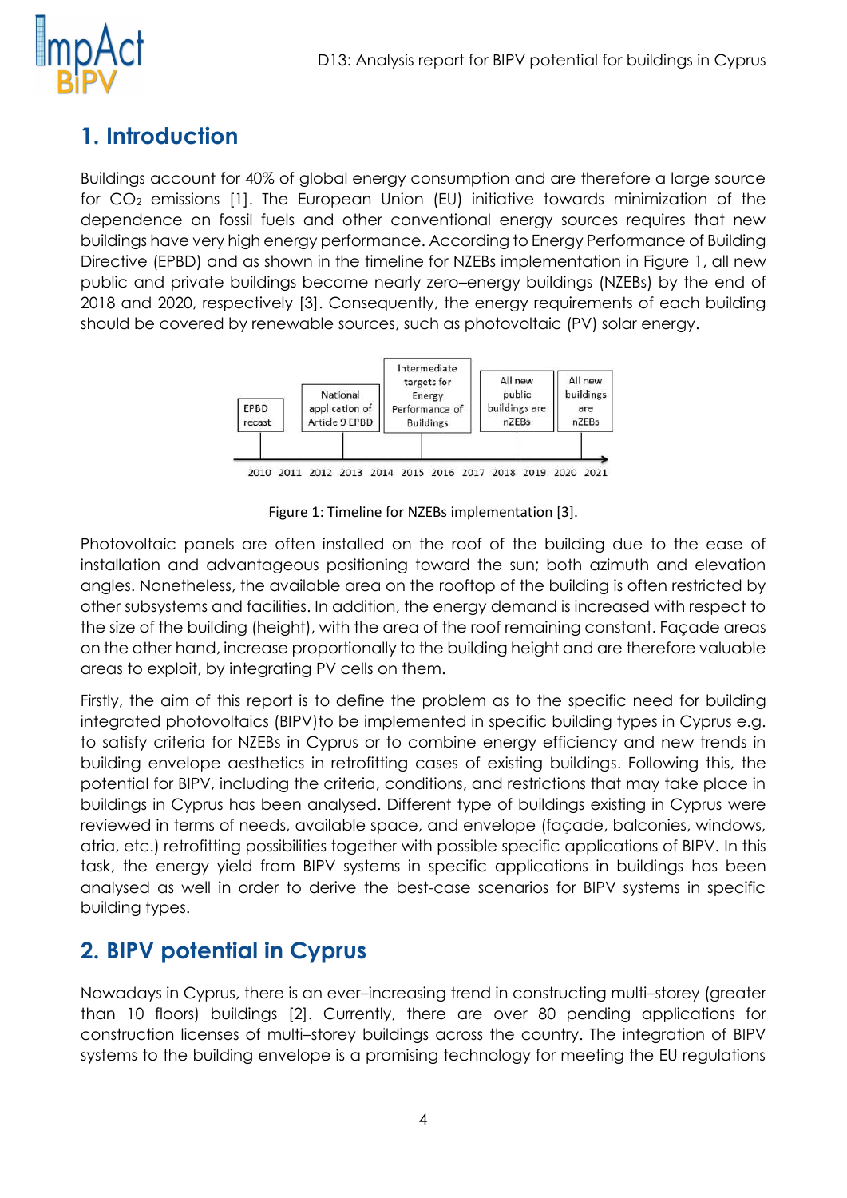# 1. Introduction

Buildings account for 40% of global energy consumption and are therefore a large source for $CO_2$ emissions [1]. The European Union (EU) initiative towards minimization of the dependence on fossil fuels and other conventional energy sources requires that new buildings have very high energy performance. According to Energy Performance of Building Directive (EPBD) and as shown in the timeline for NZEBs implementation in Figure 1, all new public and private buildings become nearly zero–energy buildings (NZEBs) by the end of 2018 and 2020, respectively [3]. Consequently, the energy requirements of each building should be covered by renewable sources, such as photovoltaic (PV) solar energy.

Figure 1: Timeline for NZEBs implementation [3].

Photovoltaic panels are often installed on the roof of the building due to the ease of installation and advantageous positioning toward the sun; both azimuth and elevation angles. Nonetheless, the available area on the rooftop of the building is often restricted by other subsystems and facilities. In addition, the energy demand is increased with respect to the size of the building (height), with the area of the roof remaining constant. Façade areas on the other hand, increase proportionally to the building height and are therefore valuable areas to exploit, by integrating PV cells on them.

Firstly, the aim of this report is to define the problem as to the specific need for building integrated photovoltaics (BIPV)to be implemented in specific building types in Cyprus e.g. to satisfy criteria for NZEBs in Cyprus or to combine energy efficiency and new trends in building envelope aesthetics in retrofitting cases of existing buildings. Following this, the potential for BIPV, including the criteria, conditions, and restrictions that may take place in buildings in Cyprus has been analysed. Different type of buildings existing in Cyprus were reviewed in terms of needs, available space, and envelope (façade, balconies, windows, atria, etc.) retrofitting possibilities together with possible specific applications of BIPV. In this task, the energy yield from BIPV systems in specific applications in buildings has been analysed as well in order to derive the best-case scenarios for BIPV systems in specific building types.

# 2. BIPV potential in Cyprus

Nowadays in Cyprus, there is an ever–increasing trend in constructing multi–storey (greater than 10 floors) buildings [2]. Currently, there are over 80 pending applications for construction licenses of multi–storey buildings across the country. The integration of BIPV systems to the building envelope is a promising technology for meeting the EU regulations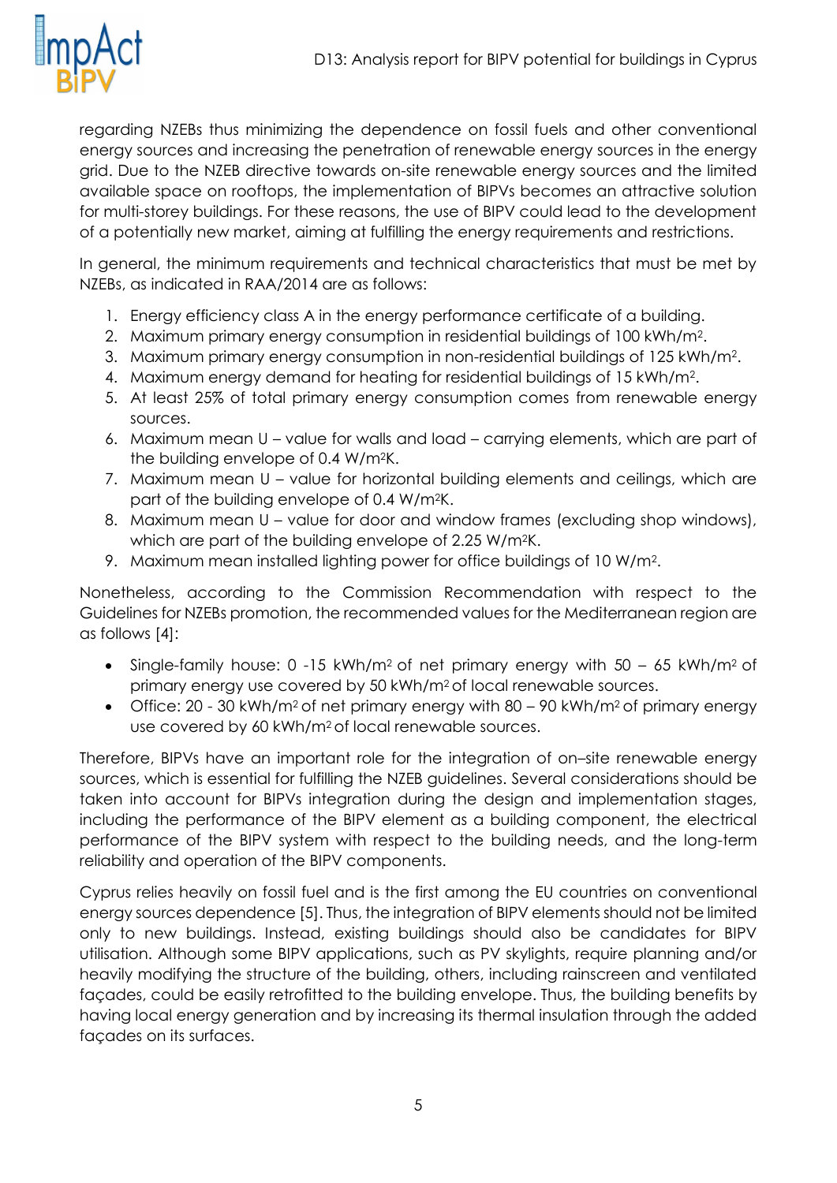regarding NZEBs thus minimizing the dependence on fossil fuels and other conventional energy sources and increasing the penetration of renewable energy sources in the energy grid. Due to the NZEB directive towards on-site renewable energy sources and the limited available space on rooftops, the implementation of BIPVs becomes an attractive solution for multi-storey buildings. For these reasons, the use of BIPV could lead to the development of a potentially new market, aiming at fulfilling the energy requirements and restrictions.

In general, the minimum requirements and technical characteristics that must be met by NZEBs, as indicated in RAA/2014 are as follows:

1. Energy efficiency class A in the energy performance certificate of a building.
2. Maximum primary energy consumption in residential buildings of 100 kWh/m$^2$.
3. Maximum primary energy consumption in non-residential buildings of 125 kWh/m$^2$.
4. Maximum energy demand for heating for residential buildings of 15 kWh/m$^2$.
5. At least 25% of total primary energy consumption comes from renewable energy sources.
6. Maximum mean U – value for walls and load – carrying elements, which are part of the building envelope of 0.4 W/m$^2$K.
7. Maximum mean U – value for horizontal building elements and ceilings, which are part of the building envelope of 0.4 W/m$^2$K.
8. Maximum mean U – value for door and window frames (excluding shop windows), which are part of the building envelope of 2.25 W/m$^2$K.
9. Maximum mean installed lighting power for office buildings of 10 W/m$^2$.

Nonetheless, according to the Commission Recommendation with respect to the Guidelines for NZEBs promotion, the recommended values for the Mediterranean region are as follows [4]:

- Single-family house: 0 -15 kWh/m$^2$ of net primary energy with 50 – 65 kWh/m$^2$ of primary energy use covered by 50 kWh/m$^2$ of local renewable sources.
- Office: 20 - 30 kWh/m$^2$ of net primary energy with 80 – 90 kWh/m$^2$ of primary energy use covered by 60 kWh/m$^2$ of local renewable sources.

Therefore, BIPVs have an important role for the integration of on–site renewable energy sources, which is essential for fulfilling the NZEB guidelines. Several considerations should be taken into account for BIPVs integration during the design and implementation stages, including the performance of the BIPV element as a building component, the electrical performance of the BIPV system with respect to the building needs, and the long-term reliability and operation of the BIPV components.

Cyprus relies heavily on fossil fuel and is the first among the EU countries on conventional energy sources dependence [5]. Thus, the integration of BIPV elements should not be limited only to new buildings. Instead, existing buildings should also be candidates for BIPV utilisation. Although some BIPV applications, such as PV skylights, require planning and/or heavily modifying the structure of the building, others, including rainscreen and ventilated façades, could be easily retrofitted to the building envelope. Thus, the building benefits by having local energy generation and by increasing its thermal insulation through the added façades on its surfaces.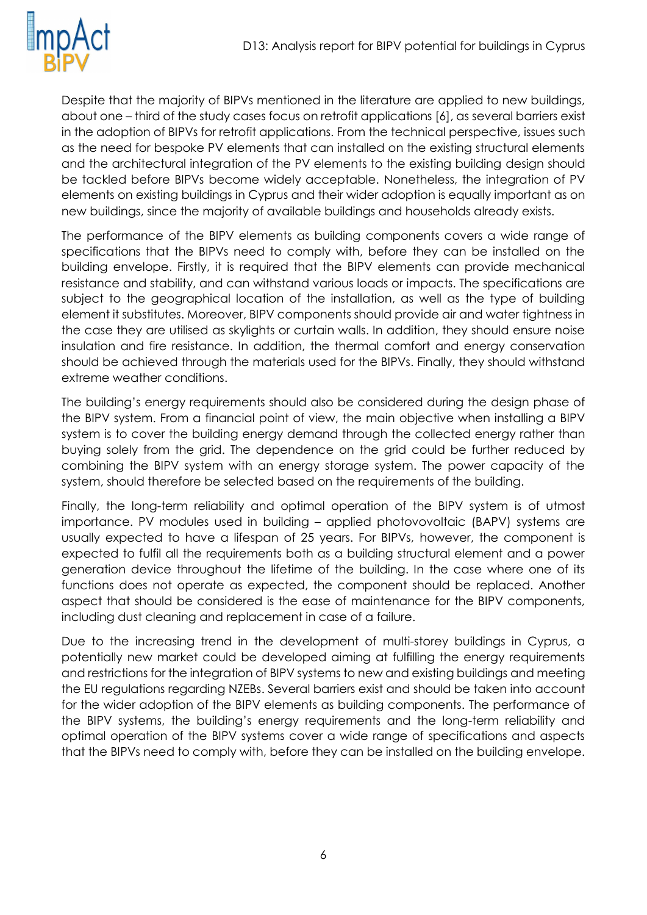Despite that the majority of BIPVs mentioned in the literature are applied to new buildings, about one – third of the study cases focus on retrofit applications [6], as several barriers exist in the adoption of BIPVs for retrofit applications. From the technical perspective, issues such as the need for bespoke PV elements that can installed on the existing structural elements and the architectural integration of the PV elements to the existing building design should be tackled before BIPVs become widely acceptable. Nonetheless, the integration of PV elements on existing buildings in Cyprus and their wider adoption is equally important as on new buildings, since the majority of available buildings and households already exists.

The performance of the BIPV elements as building components covers a wide range of specifications that the BIPVs need to comply with, before they can be installed on the building envelope. Firstly, it is required that the BIPV elements can provide mechanical resistance and stability, and can withstand various loads or impacts. The specifications are subject to the geographical location of the installation, as well as the type of building element it substitutes. Moreover, BIPV components should provide air and water tightness in the case they are utilised as skylights or curtain walls. In addition, they should ensure noise insulation and fire resistance. In addition, the thermal comfort and energy conservation should be achieved through the materials used for the BIPVs. Finally, they should withstand extreme weather conditions.

The building's energy requirements should also be considered during the design phase of the BIPV system. From a financial point of view, the main objective when installing a BIPV system is to cover the building energy demand through the collected energy rather than buying solely from the grid. The dependence on the grid could be further reduced by combining the BIPV system with an energy storage system. The power capacity of the system, should therefore be selected based on the requirements of the building.

Finally, the long-term reliability and optimal operation of the BIPV system is of utmost importance. PV modules used in building – applied photovovoltaic (BAPV) systems are usually expected to have a lifespan of 25 years. For BIPVs, however, the component is expected to fulfil all the requirements both as a building structural element and a power generation device throughout the lifetime of the building. In the case where one of its functions does not operate as expected, the component should be replaced. Another aspect that should be considered is the ease of maintenance for the BIPV components, including dust cleaning and replacement in case of a failure.

Due to the increasing trend in the development of multi-storey buildings in Cyprus, a potentially new market could be developed aiming at fulfilling the energy requirements and restrictions for the integration of BIPV systems to new and existing buildings and meeting the EU regulations regarding NZEBs. Several barriers exist and should be taken into account for the wider adoption of the BIPV elements as building components. The performance of the BIPV systems, the building's energy requirements and the long-term reliability and optimal operation of the BIPV systems cover a wide range of specifications and aspects that the BIPVs need to comply with, before they can be installed on the building envelope.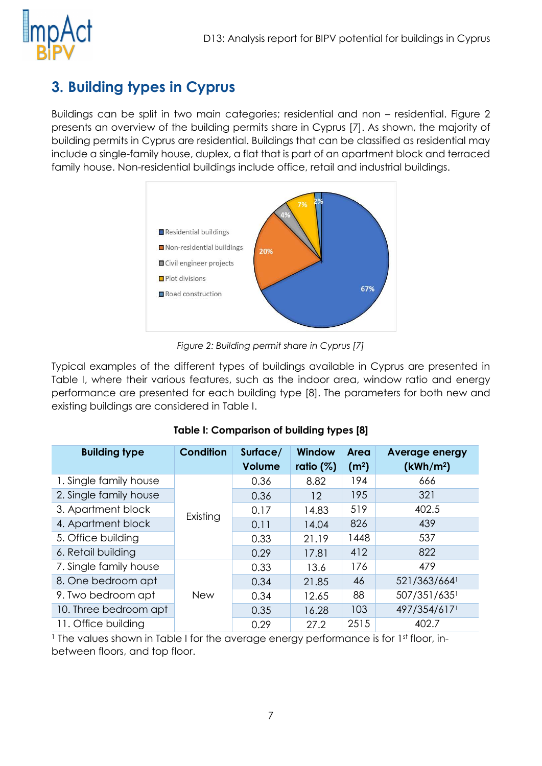# 3. Building types in Cyprus

Buildings can be split in two main categories; residential and non – residential. Figure 2 presents an overview of the building permits share in Cyprus [7]. As shown, the majority of building permits in Cyprus are residential. Buildings that can be classified as residential may include a single-family house, duplex, a flat that is part of an apartment block and terraced family house. Non-residential buildings include office, retail and industrial buildings.

*Figure 2: Building permit share in Cyprus [7]*

Typical examples of the different types of buildings available in Cyprus are presented in Table I, where their various features, such as the indoor area, window ratio and energy performance are presented for each building type [8]. The parameters for both new and existing buildings are considered in Table I.

**Table I: Comparison of building types [8]**

| Building type | Condition | Surface/ Volume | Window ratio (%) | Area ($m^2$) | Average energy ($kWh/m^2$) |
|---|---|---|---|---|---|
| 1. Single family house | Existing | 0.36 | 8.82 | 194 | 666 |
| 2. Single family house | | 0.36 | 12 | 195 | 321 |
| 3. Apartment block | | 0.17 | 14.83 | 519 | 402.5 |
| 4. Apartment block | | 0.11 | 14.04 | 826 | 439 |
| 5. Office building | | 0.33 | 21.19 | 1448 | 537 |
| 6. Retail building | | 0.29 | 17.81 | 412 | 822 |
| 7. Single family house | New | 0.33 | 13.6 | 176 | 479 |
| 8. One bedroom apt | | 0.34 | 21.85 | 46 | 521/363/664 [1] |
| 9. Two bedroom apt | | 0.34 | 12.65 | 88 | 507/351/635 [1] |
| 10. Three bedroom apt | | 0.35 | 16.28 | 103 | 497/354/617 [1] |
| 11. Office building | | 0.29 | 27.2 | 2515 | 402.7 |

[1] The values shown in Table I for the average energy performance is for 1st floor, in-between floors, and top floor.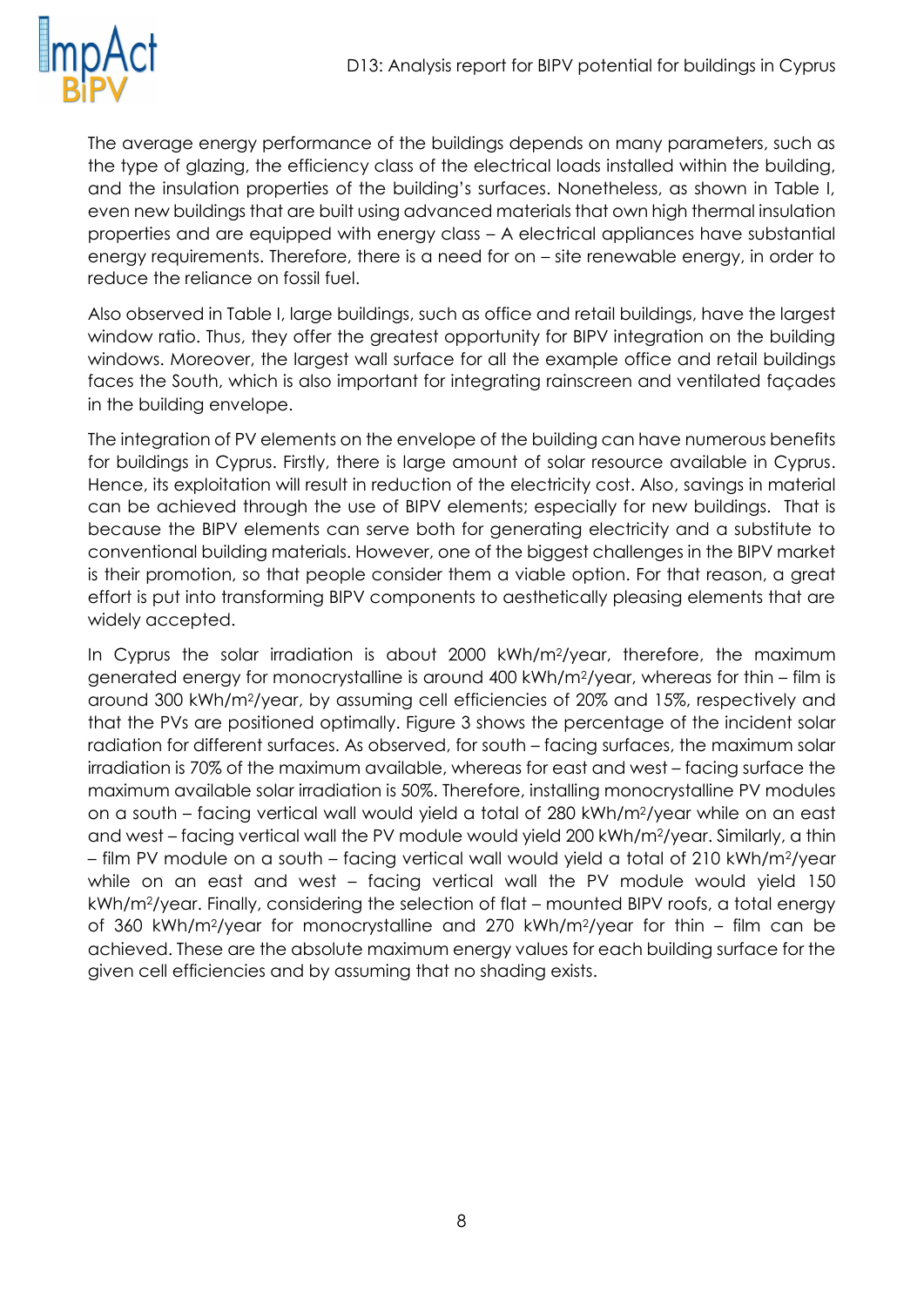The average energy performance of the buildings depends on many parameters, such as the type of glazing, the efficiency class of the electrical loads installed within the building, and the insulation properties of the building's surfaces. Nonetheless, as shown in Table I, even new buildings that are built using advanced materials that own high thermal insulation properties and are equipped with energy class – A electrical appliances have substantial energy requirements. Therefore, there is a need for on – site renewable energy, in order to reduce the reliance on fossil fuel.

Also observed in Table I, large buildings, such as office and retail buildings, have the largest window ratio. Thus, they offer the greatest opportunity for BIPV integration on the building windows. Moreover, the largest wall surface for all the example office and retail buildings faces the South, which is also important for integrating rainscreen and ventilated façades in the building envelope.

The integration of PV elements on the envelope of the building can have numerous benefits for buildings in Cyprus. Firstly, there is large amount of solar resource available in Cyprus. Hence, its exploitation will result in reduction of the electricity cost. Also, savings in material can be achieved through the use of BIPV elements; especially for new buildings. That is because the BIPV elements can serve both for generating electricity and a substitute to conventional building materials. However, one of the biggest challenges in the BIPV market is their promotion, so that people consider them a viable option. For that reason, a great effort is put into transforming BIPV components to aesthetically pleasing elements that are widely accepted.

In Cyprus the solar irradiation is about 2000 kWh/m$^2$/year, therefore, the maximum generated energy for monocrystalline is around 400 kWh/m$^2$/year, whereas for thin – film is around 300 kWh/m$^2$/year, by assuming cell efficiencies of 20% and 15%, respectively and that the PVs are positioned optimally. Figure 3 shows the percentage of the incident solar radiation for different surfaces. As observed, for south – facing surfaces, the maximum solar irradiation is 70% of the maximum available, whereas for east and west – facing surface the maximum available solar irradiation is 50%. Therefore, installing monocrystalline PV modules on a south – facing vertical wall would yield a total of 280 kWh/m$^2$/year while on an east and west – facing vertical wall the PV module would yield 200 kWh/m$^2$/year. Similarly, a thin – film PV module on a south – facing vertical wall would yield a total of 210 kWh/m$^2$/year while on an east and west – facing vertical wall the PV module would yield 150 kWh/m$^2$/year. Finally, considering the selection of flat – mounted BIPV roofs, a total energy of 360 kWh/m$^2$/year for monocrystalline and 270 kWh/m$^2$/year for thin – film can be achieved. These are the absolute maximum energy values for each building surface for the given cell efficiencies and by assuming that no shading exists.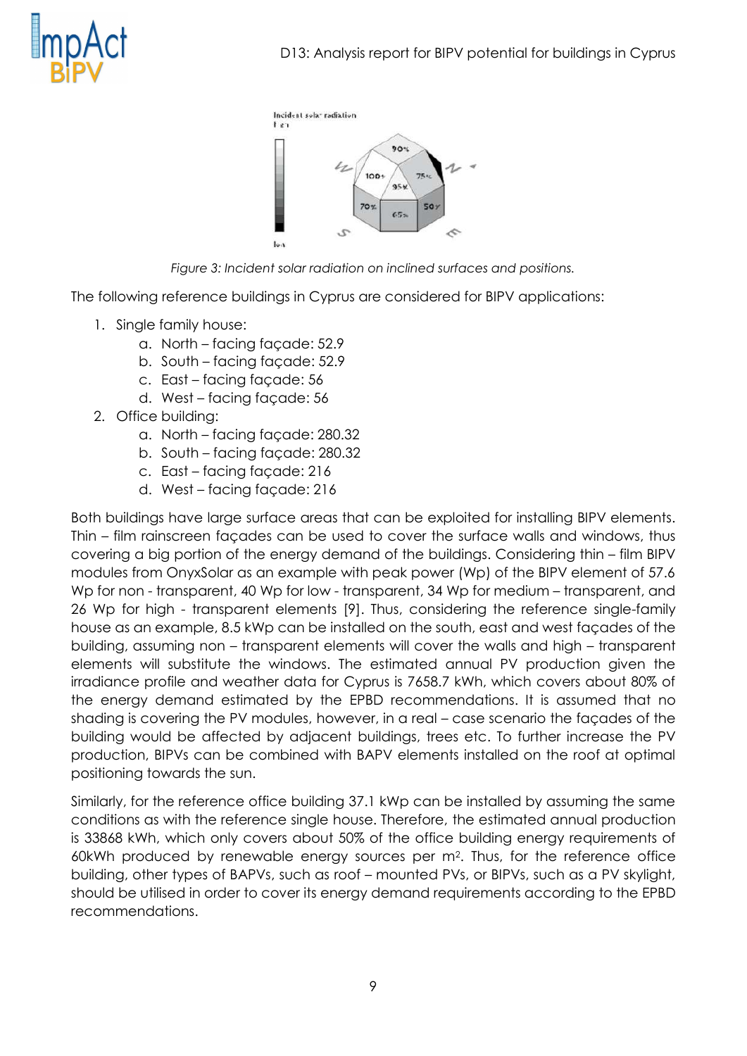*Figure 3: Incident solar radiation on inclined surfaces and positions.*

The following reference buildings in Cyprus are considered for BIPV applications:

1. Single family house:
    a. North – facing façade: 52.9
    b. South – facing façade: 52.9
    c. East – facing façade: 56
    d. West – facing façade: 56
2. Office building:
    a. North – facing façade: 280.32
    b. South – facing façade: 280.32
    c. East – facing façade: 216
    d. West – facing façade: 216

Both buildings have large surface areas that can be exploited for installing BIPV elements. Thin – film rainscreen façades can be used to cover the surface walls and windows, thus covering a big portion of the energy demand of the buildings. Considering thin – film BIPV modules from OnyxSolar as an example with peak power (Wp) of the BIPV element of 57.6 Wp for non - transparent, 40 Wp for low - transparent, 34 Wp for medium – transparent, and 26 Wp for high - transparent elements [9]. Thus, considering the reference single-family house as an example, 8.5 kWp can be installed on the south, east and west façades of the building, assuming non – transparent elements will cover the walls and high – transparent elements will substitute the windows. The estimated annual PV production given the irradiance profile and weather data for Cyprus is 7658.7 kWh, which covers about 80% of the energy demand estimated by the EPBD recommendations. It is assumed that no shading is covering the PV modules, however, in a real – case scenario the façades of the building would be affected by adjacent buildings, trees etc. To further increase the PV production, BIPVs can be combined with BAPV elements installed on the roof at optimal positioning towards the sun.

Similarly, for the reference office building 37.1 kWp can be installed by assuming the same conditions as with the reference single house. Therefore, the estimated annual production is 33868 kWh, which only covers about 50% of the office building energy requirements of 60kWh produced by renewable energy sources per m$^2$. Thus, for the reference office building, other types of BAPVs, such as roof – mounted PVs, or BIPVs, such as a PV skylight, should be utilised in order to cover its energy demand requirements according to the EPBD recommendations.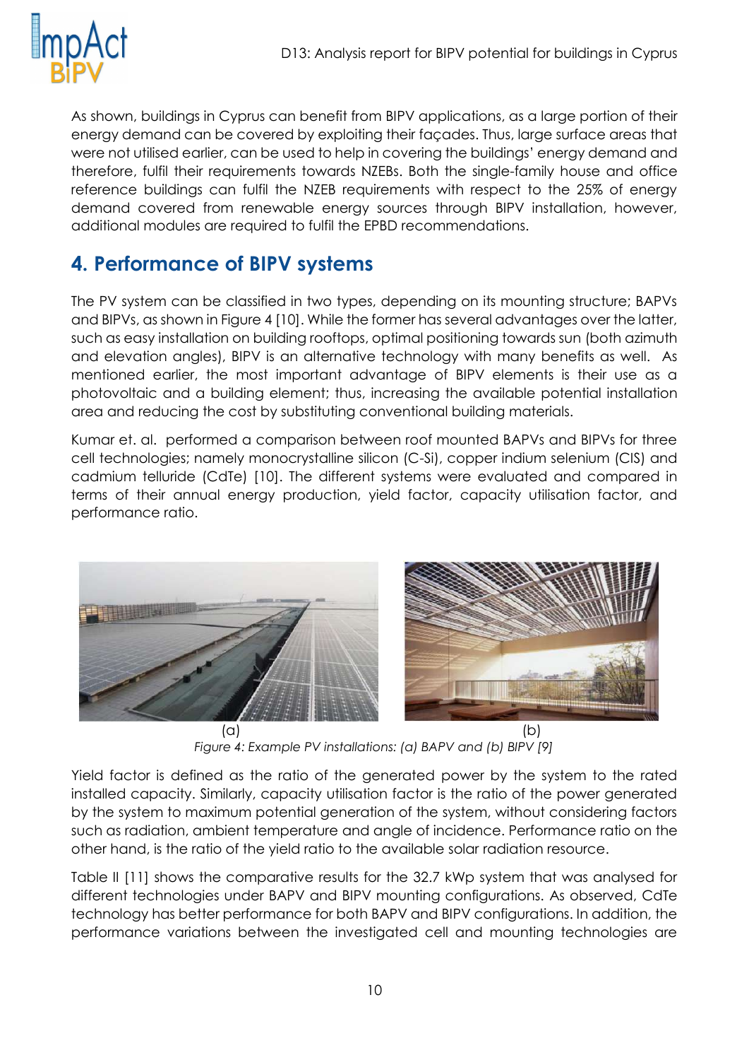As shown, buildings in Cyprus can benefit from BIPV applications, as a large portion of their energy demand can be covered by exploiting their façades. Thus, large surface areas that were not utilised earlier, can be used to help in covering the buildings' energy demand and therefore, fulfil their requirements towards NZEBs. Both the single-family house and office reference buildings can fulfil the NZEB requirements with respect to the 25% of energy demand covered from renewable energy sources through BIPV installation, however, additional modules are required to fulfil the EPBD recommendations.

## 4. Performance of BIPV systems

The PV system can be classified in two types, depending on its mounting structure; BAPVs and BIPVs, as shown in Figure 4 [10]. While the former has several advantages over the latter, such as easy installation on building rooftops, optimal positioning towards sun (both azimuth and elevation angles), BIPV is an alternative technology with many benefits as well. As mentioned earlier, the most important advantage of BIPV elements is their use as a photovoltaic and a building element; thus, increasing the available potential installation area and reducing the cost by substituting conventional building materials.

Kumar et. al. performed a comparison between roof mounted BAPVs and BIPVs for three cell technologies; namely monocrystalline silicon (C-Si), copper indium selenium (CIS) and cadmium telluride (CdTe) [10]. The different systems were evaluated and compared in terms of their annual energy production, yield factor, capacity utilisation factor, and performance ratio.

(a) (b)

*Figure 4: Example PV installations: (a) BAPV and (b) BIPV [9]*

Yield factor is defined as the ratio of the generated power by the system to the rated installed capacity. Similarly, capacity utilisation factor is the ratio of the power generated by the system to maximum potential generation of the system, without considering factors such as radiation, ambient temperature and angle of incidence. Performance ratio on the other hand, is the ratio of the yield ratio to the available solar radiation resource.

Table II [11] shows the comparative results for the 32.7 kWp system that was analysed for different technologies under BAPV and BIPV mounting configurations. As observed, CdTe technology has better performance for both BAPV and BIPV configurations. In addition, the performance variations between the investigated cell and mounting technologies are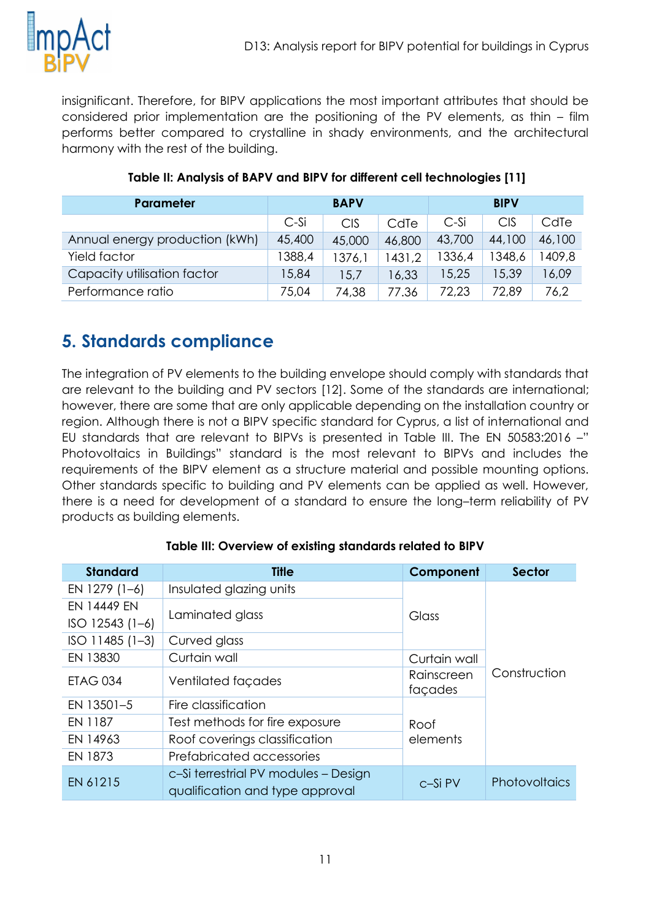insignificant. Therefore, for BIPV applications the most important attributes that should be considered prior implementation are the positioning of the PV elements, as thin – film performs better compared to crystalline in shady environments, and the architectural harmony with the rest of the building.

**Table II: Analysis of BAPV and BIPV for different cell technologies [11]**

| Parameter | BAPV | | | BIPV | | |
|---|---|---|---|---|---|---|
| | C-Si | CIS | CdTe | C-Si | CIS | CdTe |
| Annual energy production (kWh) | 45,400 | 45,000 | 46,800 | 43,700 | 44,100 | 46,100 |
| Yield factor | 1388,4 | 1376,1 | 1431,2 | 1336,4 | 1348,6 | 1409,8 |
| Capacity utilisation factor | 15,84 | 15,7 | 16,33 | 15,25 | 15,39 | 16,09 |
| Performance ratio | 75,04 | 74,38 | 77,36 | 72,23 | 72,89 | 76,2 |

## 5. Standards compliance

The integration of PV elements to the building envelope should comply with standards that are relevant to the building and PV sectors [12]. Some of the standards are international; however, there are some that are only applicable depending on the installation country or region. Although there is not a BIPV specific standard for Cyprus, a list of international and EU standards that are relevant to BIPVs is presented in Table III. The EN 50583:2016 –" Photovoltaics in Buildings" standard is the most relevant to BIPVs and includes the requirements of the BIPV element as a structure material and possible mounting options. Other standards specific to building and PV elements can be applied as well. However, there is a need for development of a standard to ensure the long–term reliability of PV products as building elements.

**Table III: Overview of existing standards related to BIPV**

| Standard | Title | Component | Sector |
|---|---|---|---|
| EN 1279 (1–6) | Insulated glazing units | Glass | Construction |
| EN 14449 EN ISO 12543 (1–6) | Laminated glass | | |
| ISO 11485 (1–3) | Curved glass | | |
| EN 13830 | Curtain wall | Curtain wall | |
| ETAG 034 | Ventilated façades | Rainscreen façades | |
| EN 13501–5 | Fire classification | Roof elements | |
| EN 1187 | Test methods for fire exposure | | |
| EN 14963 | Roof coverings classification | | |
| EN 1873 | Prefabricated accessories | | |
| EN 61215 | c–Si terrestrial PV modules – Design qualification and type approval | c–Si PV | Photovoltaics |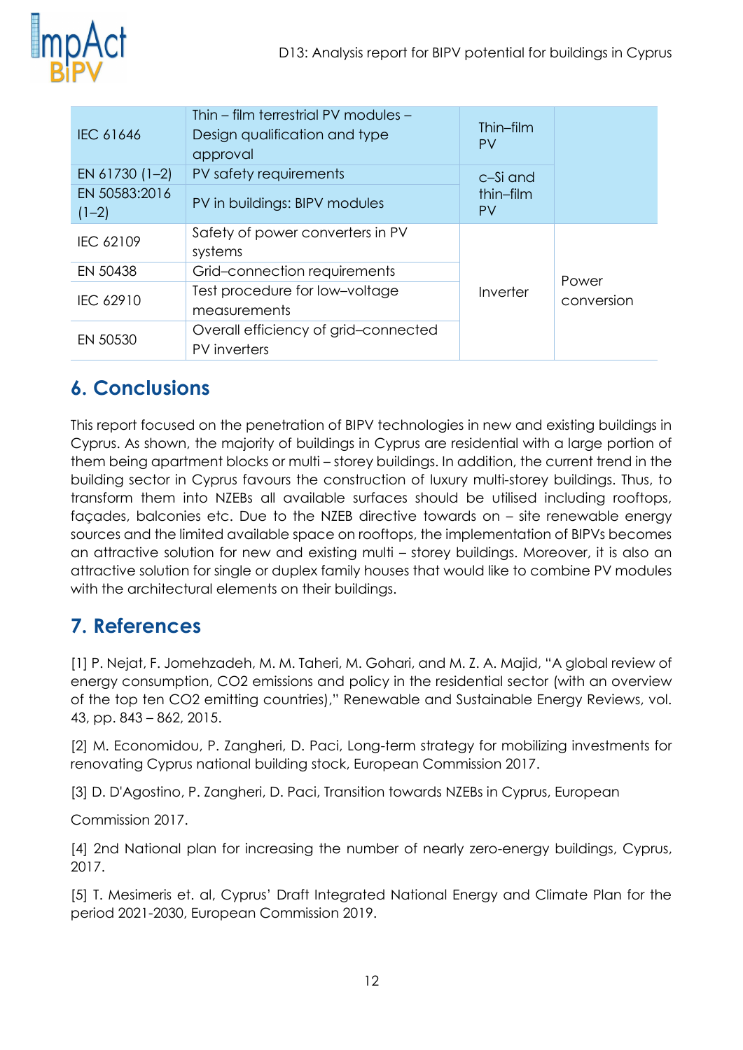| | | | |
|---|---|---|---|
| IEC 61646 | Thin – film terrestrial PV modules – Design qualification and type approval | Thin–film PV | |
| EN 61730 (1–2) | PV safety requirements | c–Si and thin–film PV | |
| EN 50583:2016 (1–2) | PV in buildings: BIPV modules | | |
| IEC 62109 | Safety of power converters in PV systems | Inverter | Power conversion |
| EN 50438 | Grid–connection requirements | | |
| IEC 62910 | Test procedure for low–voltage measurements | | |
| EN 50530 | Overall efficiency of grid–connected PV inverters | | |

## 6. Conclusions

This report focused on the penetration of BIPV technologies in new and existing buildings in Cyprus. As shown, the majority of buildings in Cyprus are residential with a large portion of them being apartment blocks or multi – storey buildings. In addition, the current trend in the building sector in Cyprus favours the construction of luxury multi-storey buildings. Thus, to transform them into NZEBs all available surfaces should be utilised including rooftops, façades, balconies etc. Due to the NZEB directive towards on – site renewable energy sources and the limited available space on rooftops, the implementation of BIPVs becomes an attractive solution for new and existing multi – storey buildings. Moreover, it is also an attractive solution for single or duplex family houses that would like to combine PV modules with the architectural elements on their buildings.

## 7. References

[1] P. Nejat, F. Jomehzadeh, M. M. Taheri, M. Gohari, and M. Z. A. Majid, "A global review of energy consumption, CO2 emissions and policy in the residential sector (with an overview of the top ten CO2 emitting countries)," Renewable and Sustainable Energy Reviews, vol. 43, pp. 843 – 862, 2015.

[2] M. Economidou, P. Zangheri, D. Paci, Long-term strategy for mobilizing investments for renovating Cyprus national building stock, European Commission 2017.

[3] D. D'Agostino, P. Zangheri, D. Paci, Transition towards NZEBs in Cyprus, European Commission 2017.

[4] 2nd National plan for increasing the number of nearly zero-energy buildings, Cyprus, 2017.

[5] T. Mesimeris et. al, Cyprus' Draft Integrated National Energy and Climate Plan for the period 2021-2030, European Commission 2019.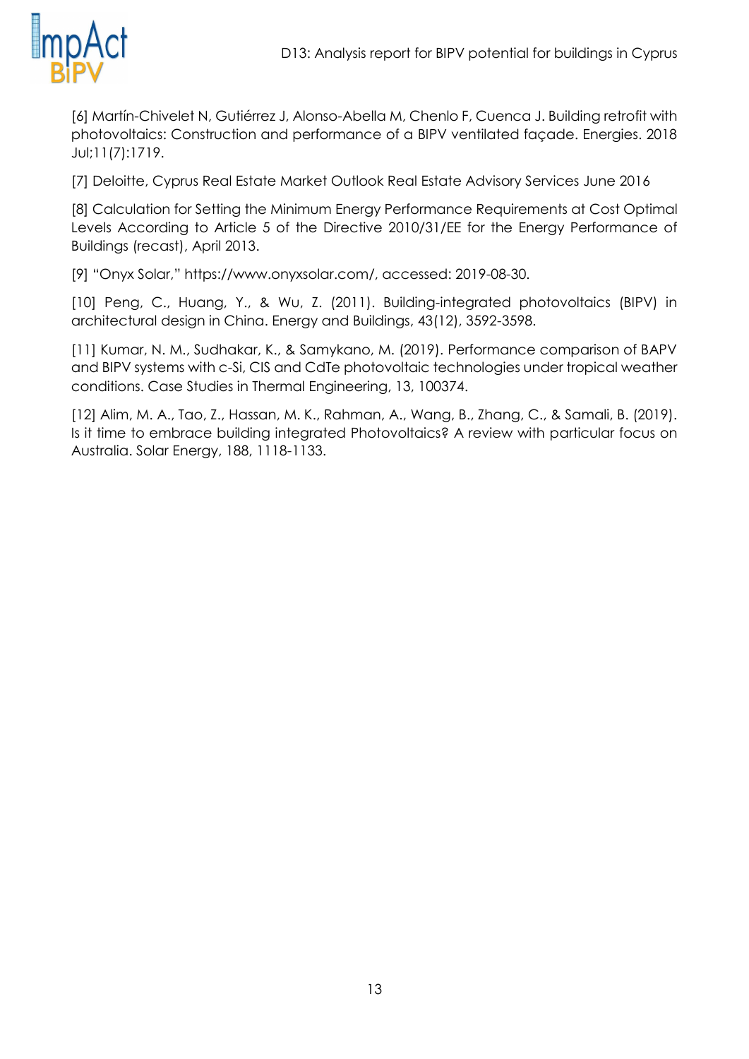[6] Martín-Chivelet N, Gutiérrez J, Alonso-Abella M, Chenlo F, Cuenca J. Building retrofit with photovoltaics: Construction and performance of a BIPV ventilated façade. Energies. 2018 Jul;11(7):1719.

[7] Deloitte, Cyprus Real Estate Market Outlook Real Estate Advisory Services June 2016

[8] Calculation for Setting the Minimum Energy Performance Requirements at Cost Optimal Levels According to Article 5 of the Directive 2010/31/EE for the Energy Performance of Buildings (recast), April 2013.

[9] "Onyx Solar," https://www.onyxsolar.com/, accessed: 2019-08-30.

[10] Peng, C., Huang, Y., & Wu, Z. (2011). Building-integrated photovoltaics (BIPV) in architectural design in China. Energy and Buildings, 43(12), 3592-3598.

[11] Kumar, N. M., Sudhakar, K., & Samykano, M. (2019). Performance comparison of BAPV and BIPV systems with c-Si, CIS and CdTe photovoltaic technologies under tropical weather conditions. Case Studies in Thermal Engineering, 13, 100374.

[12] Alim, M. A., Tao, Z., Hassan, M. K., Rahman, A., Wang, B., Zhang, C., & Samali, B. (2019). Is it time to embrace building integrated Photovoltaics? A review with particular focus on Australia. Solar Energy, 188, 1118-1133.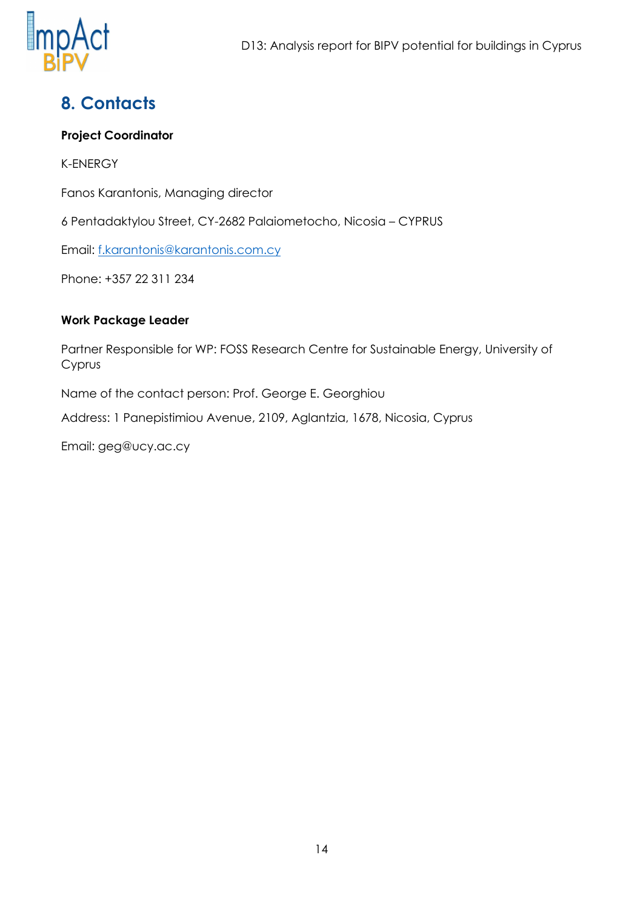## 8. Contacts

**Project Coordinator**

K-ENERGY

Fanos Karantonis, Managing director

6 Pentadaktylou Street, CY-2682 Palaiometocho, Nicosia – CYPRUS

Email: f.karantonis@karantonis.com.cy

Phone: +357 22 311 234

**Work Package Leader**

Partner Responsible for WP: FOSS Research Centre for Sustainable Energy, University of Cyprus

Name of the contact person: Prof. George E. Georghiou

Address: 1 Panepistimiou Avenue, 2109, Aglantzia, 1678, Nicosia, Cyprus

Email: geg@ucy.ac.cy